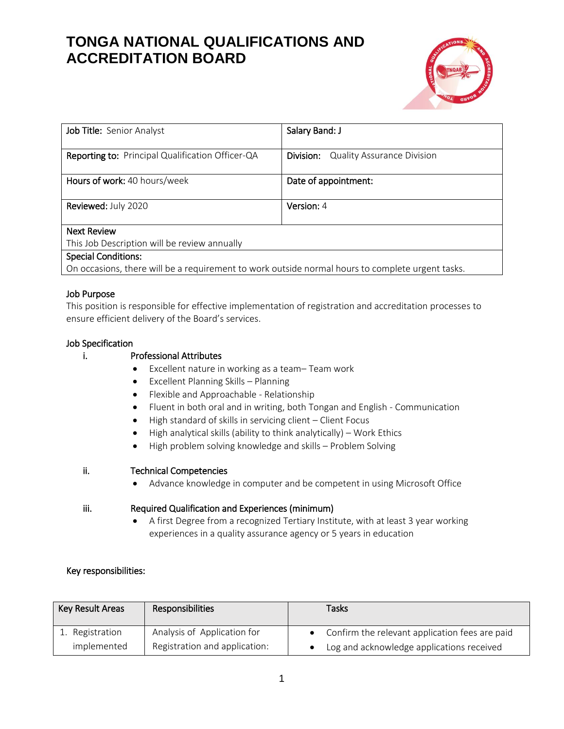# TONGA NATIONAL QUALIFICATIONS AND ACCREDITATION BOARD

| **Job Title:** Senior Analyst | **Salary Band: J** |
|---|---|
| **Reporting to:** Principal Qualification Officer-QA | **Division:** Quality Assurance Division |
| **Hours of work:** 40 hours/week | **Date of appointment:** |
| **Reviewed:** July 2020 | **Version:** 4 |
| **Next Review**<br>This Job Description will be review annually | |
| **Special Conditions:**<br>On occasions, there will be a requirement to work outside normal hours to complete urgent tasks. | |

**Job Purpose**

This position is responsible for effective implementation of registration and accreditation processes to ensure efficient delivery of the Board's services.

**Job Specification**

i. **Professional Attributes**
- Excellent nature in working as a team– Team work
- Excellent Planning Skills – Planning
- Flexible and Approachable - Relationship
- Fluent in both oral and in writing, both Tongan and English - Communication
- High standard of skills in servicing client – Client Focus
- High analytical skills (ability to think analytically) – Work Ethics
- High problem solving knowledge and skills – Problem Solving

ii. **Technical Competencies**
- Advance knowledge in computer and be competent in using Microsoft Office

iii. **Required Qualification and Experiences (minimum)**
- A first Degree from a recognized Tertiary Institute, with at least 3 year working experiences in a quality assurance agency or 5 years in education

**Key responsibilities:**

| Key Result Areas | Responsibilities | Tasks |
|---|---|---|
| 1. Registration implemented | Analysis of Application for Registration and application: | • Confirm the relevant application fees are paid<br>• Log and acknowledge applications received |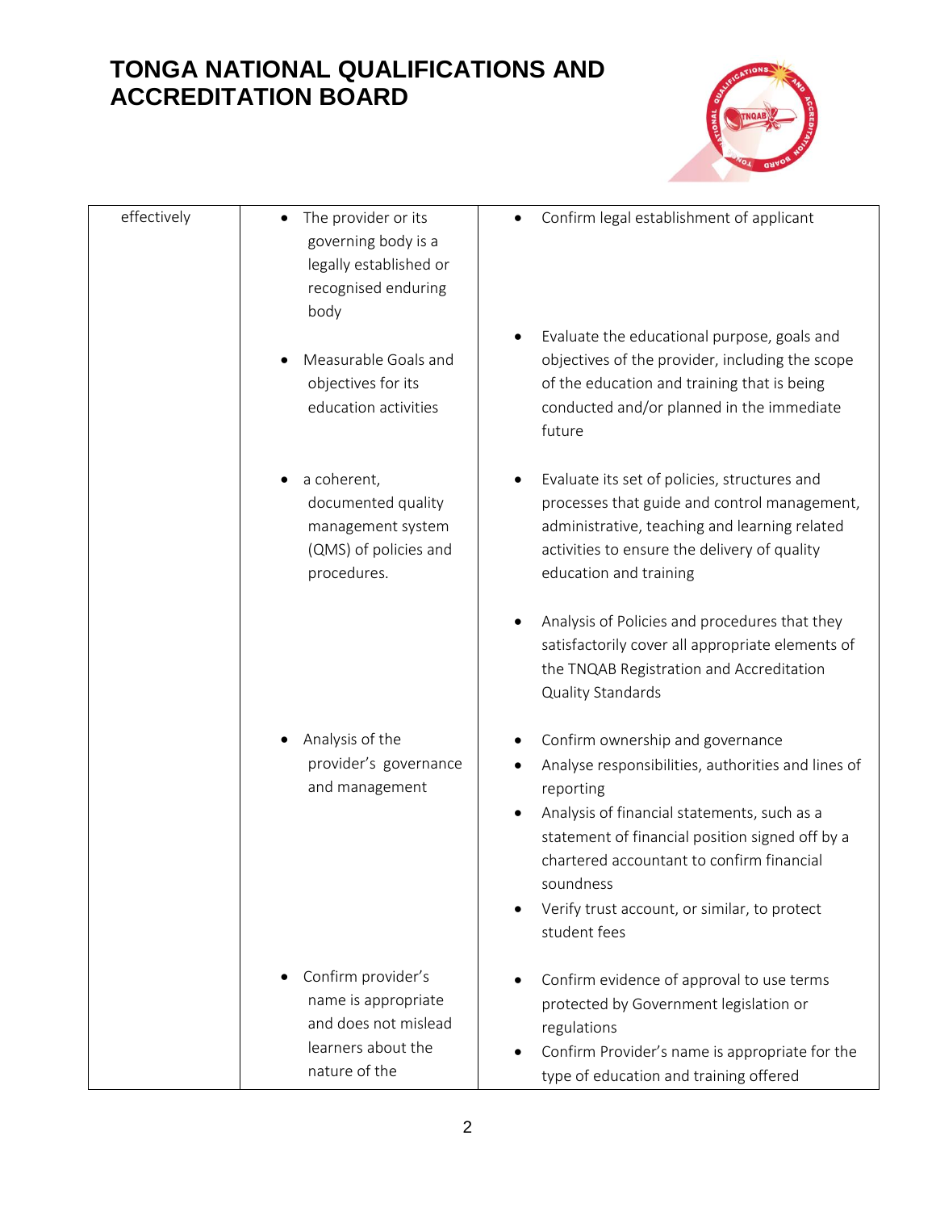| | | |
|---|---|---|
| effectively | • The provider or its governing body is a legally established or recognised enduring body<br><br>• Measurable Goals and objectives for its education activities<br><br>• a coherent, documented quality management system (QMS) of policies and procedures.<br><br>• Analysis of the provider's governance and management<br><br>• Confirm provider's name is appropriate and does not mislead learners about the nature of the | • Confirm legal establishment of applicant<br><br>• Evaluate the educational purpose, goals and objectives of the provider, including the scope of the education and training that is being conducted and/or planned in the immediate future<br><br>• Evaluate its set of policies, structures and processes that guide and control management, administrative, teaching and learning related activities to ensure the delivery of quality education and training<br><br>• Analysis of Policies and procedures that they satisfactorily cover all appropriate elements of the TNQAB Registration and Accreditation Quality Standards<br><br>• Confirm ownership and governance<br>• Analyse responsibilities, authorities and lines of reporting<br>• Analysis of financial statements, such as a statement of financial position signed off by a chartered accountant to confirm financial soundness<br>• Verify trust account, or similar, to protect student fees<br><br>• Confirm evidence of approval to use terms protected by Government legislation or regulations<br>• Confirm Provider's name is appropriate for the type of education and training offered |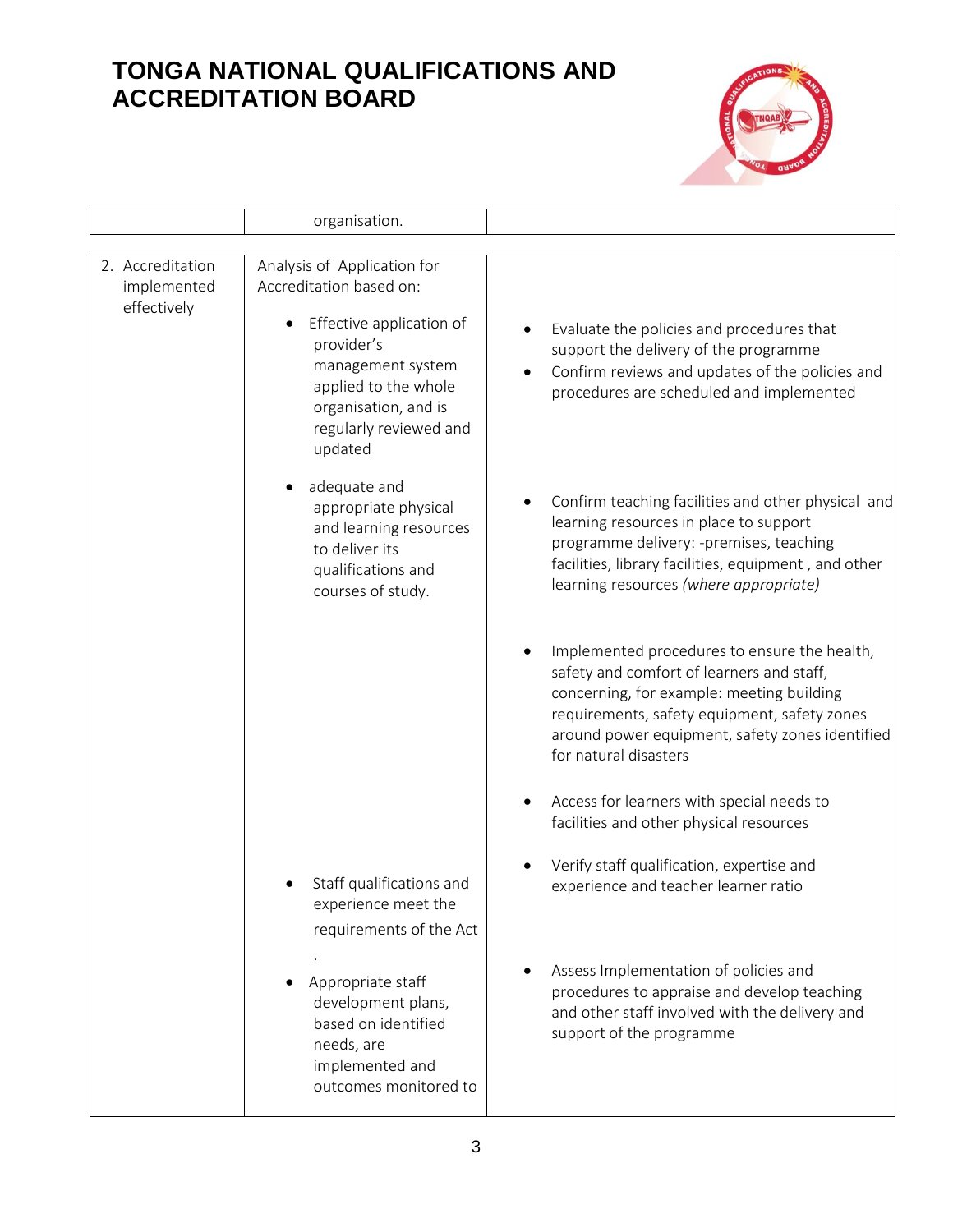| | organisation. | |
|---|---|---|

| | | |
|---|---|---|
| 2. Accreditation implemented effectively | Analysis of Application for Accreditation based on:<br><br>• Effective application of provider's management system applied to the whole organisation, and is regularly reviewed and updated | • Evaluate the policies and procedures that support the delivery of the programme<br>• Confirm reviews and updates of the policies and procedures are scheduled and implemented |
| | • adequate and appropriate physical and learning resources to deliver its qualifications and courses of study. | • Confirm teaching facilities and other physical and learning resources in place to support programme delivery: -premises, teaching facilities, library facilities, equipment , and other learning resources *(where appropriate)*<br><br>• Implemented procedures to ensure the health, safety and comfort of learners and staff, concerning, for example: meeting building requirements, safety equipment, safety zones around power equipment, safety zones identified for natural disasters<br><br>• Access for learners with special needs to facilities and other physical resources |
| | • Staff qualifications and experience meet the requirements of the Act<br>. | • Verify staff qualification, expertise and experience and teacher learner ratio |
| | • Appropriate staff development plans, based on identified needs, are implemented and outcomes monitored to | • Assess Implementation of policies and procedures to appraise and develop teaching and other staff involved with the delivery and support of the programme |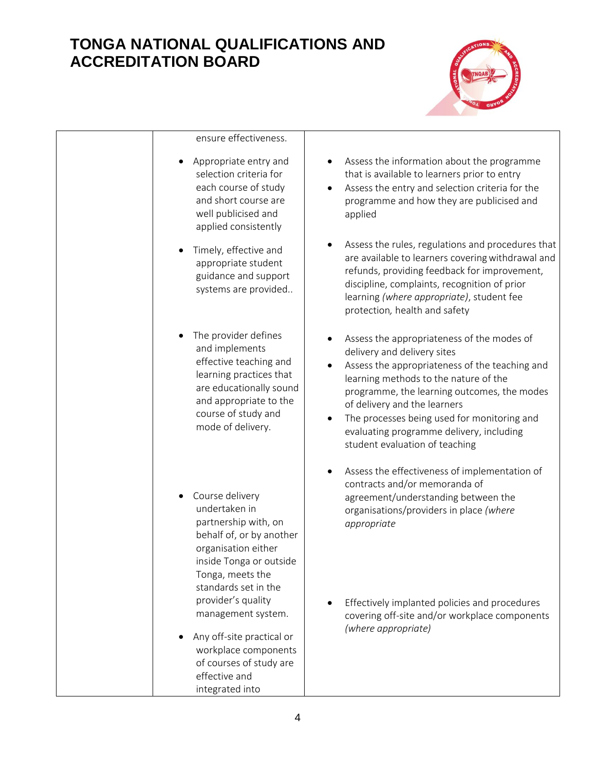| | | |
|---|---|---|
| | ensure effectiveness. | |
| | • Appropriate entry and selection criteria for each course of study and short course are well publicised and applied consistently | • Assess the information about the programme that is available to learners prior to entry<br>• Assess the entry and selection criteria for the programme and how they are publicised and applied |
| | • Timely, effective and appropriate student guidance and support systems are provided.. | • Assess the rules, regulations and procedures that are available to learners covering withdrawal and refunds, providing feedback for improvement, discipline, complaints, recognition of prior learning *(where appropriate)*, student fee protection, health and safety |
| | • The provider defines and implements effective teaching and learning practices that are educationally sound and appropriate to the course of study and mode of delivery. | • Assess the appropriateness of the modes of delivery and delivery sites<br>• Assess the appropriateness of the teaching and learning methods to the nature of the programme, the learning outcomes, the modes of delivery and the learners<br>• The processes being used for monitoring and evaluating programme delivery, including student evaluation of teaching |
| | • Course delivery undertaken in partnership with, on behalf of, or by another organisation either inside Tonga or outside Tonga, meets the standards set in the provider's quality management system. | • Assess the effectiveness of implementation of contracts and/or memoranda of agreement/understanding between the organisations/providers in place *(where appropriate* |
| | • Any off-site practical or workplace components of courses of study are effective and integrated into | • Effectively implanted policies and procedures covering off-site and/or workplace components *(where appropriate)* |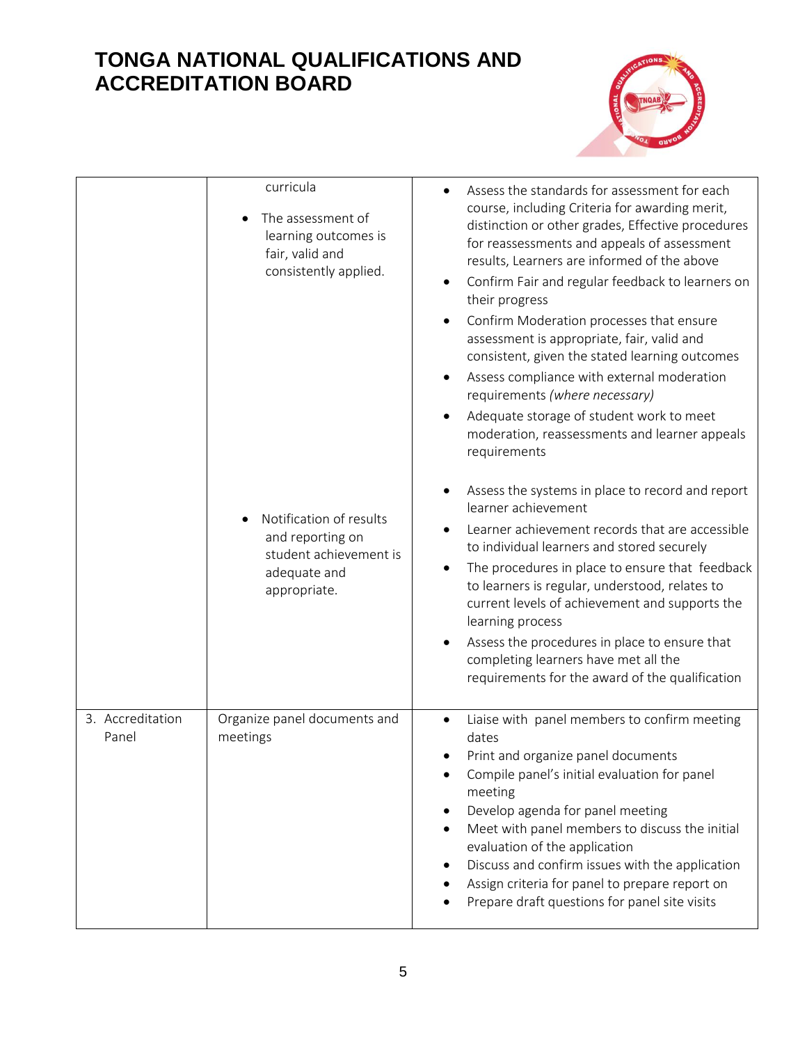| | | |
|---|---|---|
| | curricula<br><br>• The assessment of learning outcomes is fair, valid and consistently applied. | • Assess the standards for assessment for each course, including Criteria for awarding merit, distinction or other grades, Effective procedures for reassessments and appeals of assessment results, Learners are informed of the above<br>• Confirm Fair and regular feedback to learners on their progress<br>• Confirm Moderation processes that ensure assessment is appropriate, fair, valid and consistent, given the stated learning outcomes<br>• Assess compliance with external moderation requirements *(where necessary)*<br>• Adequate storage of student work to meet moderation, reassessments and learner appeals requirements |
| | • Notification of results and reporting on student achievement is adequate and appropriate. | • Assess the systems in place to record and report learner achievement<br>• Learner achievement records that are accessible to individual learners and stored securely<br>• The procedures in place to ensure that feedback to learners is regular, understood, relates to current levels of achievement and supports the learning process<br>• Assess the procedures in place to ensure that completing learners have met all the requirements for the award of the qualification |
| 3. Accreditation Panel | Organize panel documents and meetings | • Liaise with panel members to confirm meeting dates<br>• Print and organize panel documents<br>• Compile panel's initial evaluation for panel meeting<br>• Develop agenda for panel meeting<br>• Meet with panel members to discuss the initial evaluation of the application<br>• Discuss and confirm issues with the application<br>• Assign criteria for panel to prepare report on<br>• Prepare draft questions for panel site visits |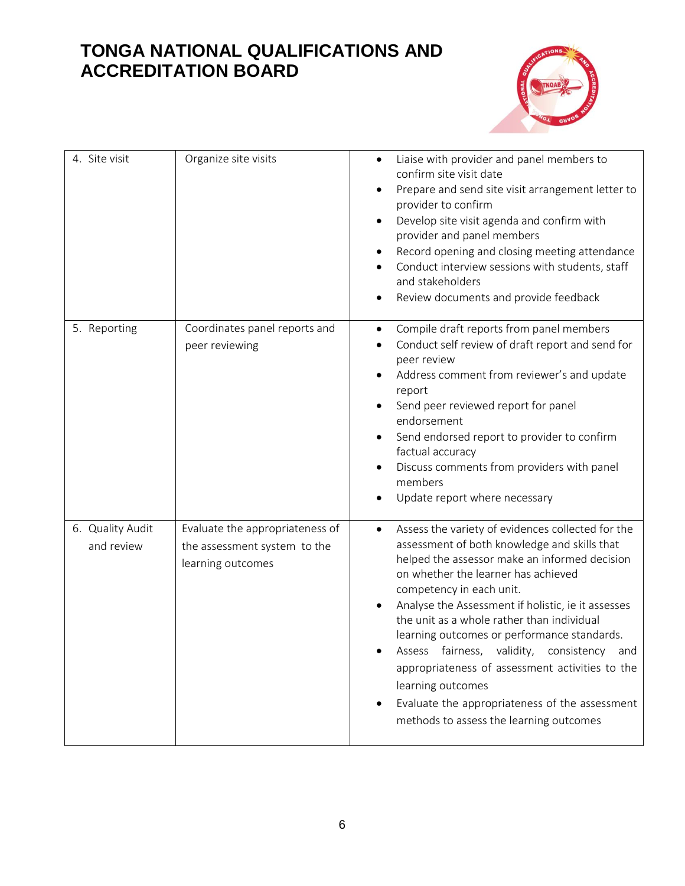| 4. Site visit | Organize site visits | • Liaise with provider and panel members to confirm site visit date<br>• Prepare and send site visit arrangement letter to provider to confirm<br>• Develop site visit agenda and confirm with provider and panel members<br>• Record opening and closing meeting attendance<br>• Conduct interview sessions with students, staff and stakeholders<br>• Review documents and provide feedback |
|---|---|---|
| 5. Reporting | Coordinates panel reports and peer reviewing | • Compile draft reports from panel members<br>• Conduct self review of draft report and send for peer review<br>• Address comment from reviewer's and update report<br>• Send peer reviewed report for panel endorsement<br>• Send endorsed report to provider to confirm factual accuracy<br>• Discuss comments from providers with panel members<br>• Update report where necessary |
| 6. Quality Audit and review | Evaluate the appropriateness of the assessment system to the learning outcomes | • Assess the variety of evidences collected for the assessment of both knowledge and skills that helped the assessor make an informed decision on whether the learner has achieved competency in each unit.<br>• Analyse the Assessment if holistic, ie it assesses the unit as a whole rather than individual learning outcomes or performance standards.<br>• Assess fairness, validity, consistency and appropriateness of assessment activities to the learning outcomes<br>• Evaluate the appropriateness of the assessment methods to assess the learning outcomes |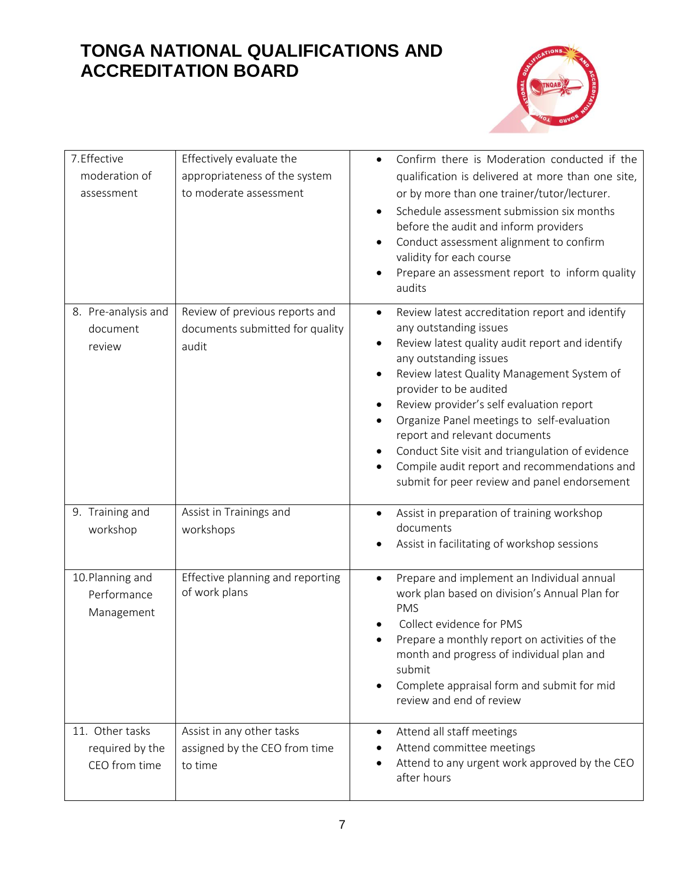# TONGA NATIONAL QUALIFICATIONS AND ACCREDITATION BOARD

| | | |
|---|---|---|
| 7. Effective moderation of assessment | Effectively evaluate the appropriateness of the system to moderate assessment | • Confirm there is Moderation conducted if the qualification is delivered at more than one site, or by more than one trainer/tutor/lecturer.<br>• Schedule assessment submission six months before the audit and inform providers<br>• Conduct assessment alignment to confirm validity for each course<br>• Prepare an assessment report to inform quality audits |
| 8. Pre-analysis and document review | Review of previous reports and documents submitted for quality audit | • Review latest accreditation report and identify any outstanding issues<br>• Review latest quality audit report and identify any outstanding issues<br>• Review latest Quality Management System of provider to be audited<br>• Review provider's self evaluation report<br>• Organize Panel meetings to self-evaluation report and relevant documents<br>• Conduct Site visit and triangulation of evidence<br>• Compile audit report and recommendations and submit for peer review and panel endorsement |
| 9. Training and workshop | Assist in Trainings and workshops | • Assist in preparation of training workshop documents<br>• Assist in facilitating of workshop sessions |
| 10. Planning and Performance Management | Effective planning and reporting of work plans | • Prepare and implement an Individual annual work plan based on division's Annual Plan for PMS<br>• Collect evidence for PMS<br>• Prepare a monthly report on activities of the month and progress of individual plan and submit<br>• Complete appraisal form and submit for mid review and end of review |
| 11. Other tasks required by the CEO from time | Assist in any other tasks assigned by the CEO from time to time | • Attend all staff meetings<br>• Attend committee meetings<br>• Attend to any urgent work approved by the CEO after hours |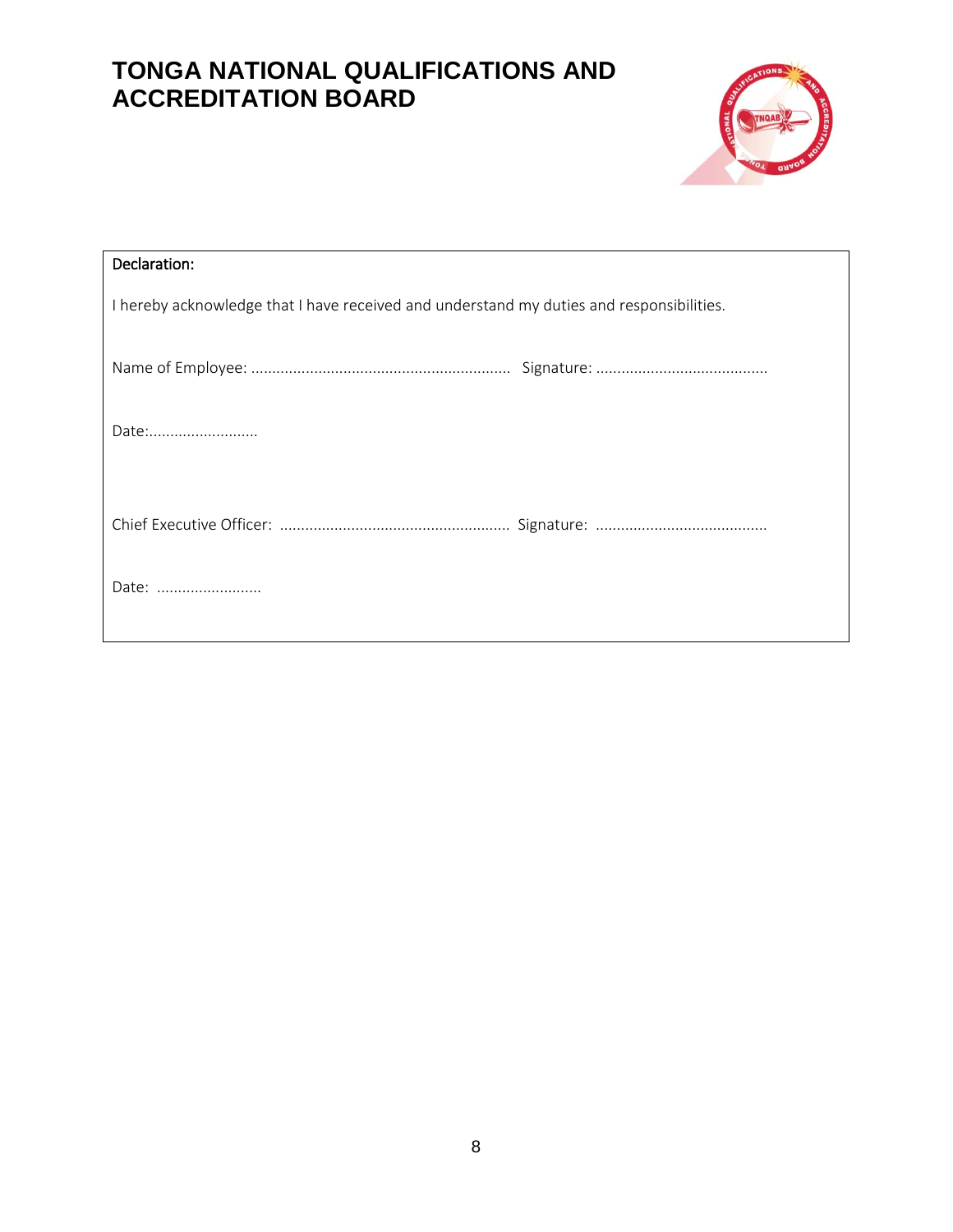# TONGA NATIONAL QUALIFICATIONS AND ACCREDITATION BOARD

**Declaration:**

I hereby acknowledge that I have received and understand my duties and responsibilities.

Name of Employee: ............................................................. Signature: .........................................

Date:..........................

Chief Executive Officer: ...................................................... Signature: .........................................

Date: .........................